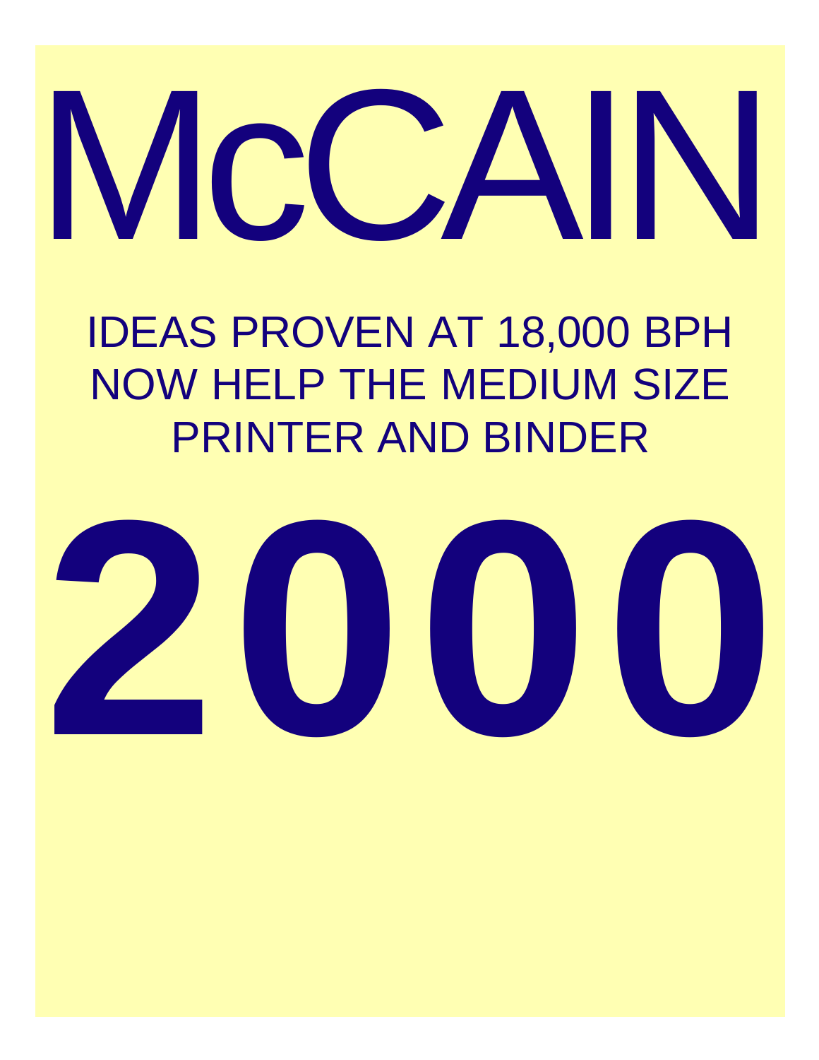# McCAIN

## IDEAS PROVEN AT 18,000 BPH NOW HELP THE MEDIUM SIZE PRINTER AND BINDER

# 2000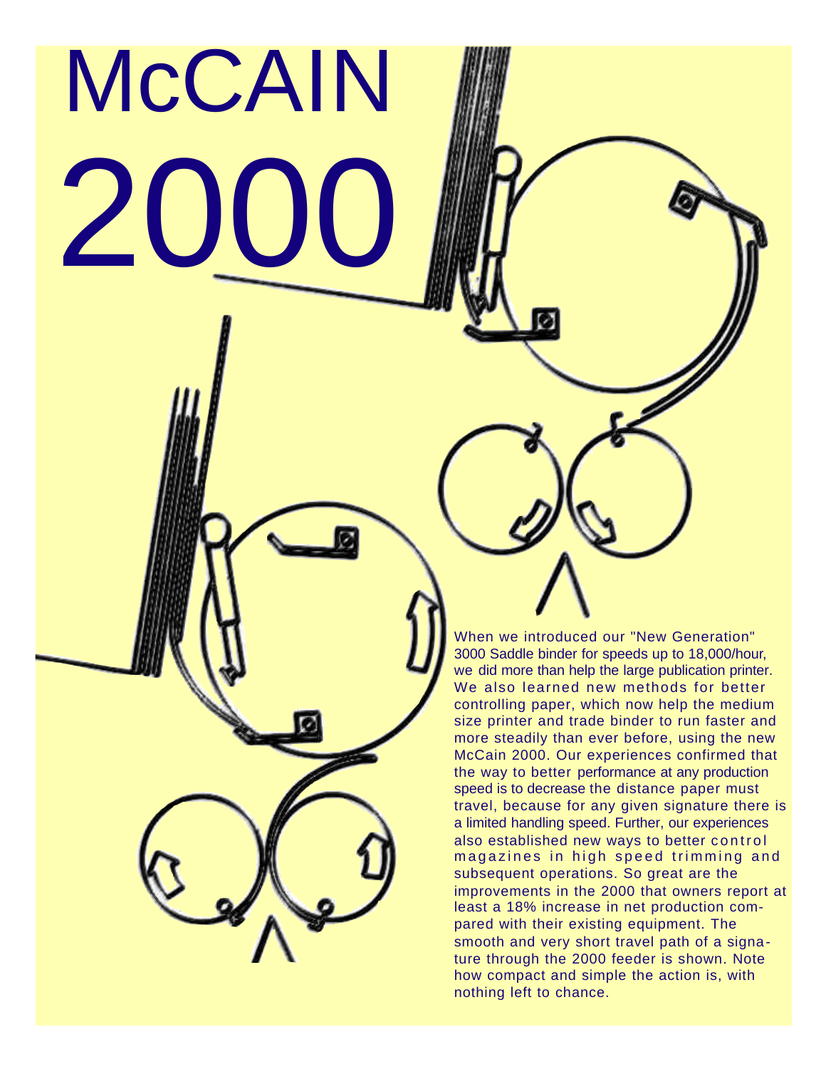# McCAIN 2000

When we introduced our "New Generation" 3000 Saddle binder for speeds up to 18,000/hour, we did more than help the large publication printer. We also learned new methods for better controlling paper, which now help the medium size printer and trade binder to run faster and more steadily than ever before, using the new McCain 2000. Our experiences confirmed that the way to better performance at any production speed is to decrease the distance paper must travel, because for any given signature there is a limited handling speed. Further, our experiences also established new ways to better control magazines in high speed trimming and subsequent operations. So great are the improvements in the 2000 that owners report at least a 18% increase in net production compared with their existing equipment. The smooth and very short travel path of a signature through the 2000 feeder is shown. Note how compact and simple the action is, with nothing left to chance.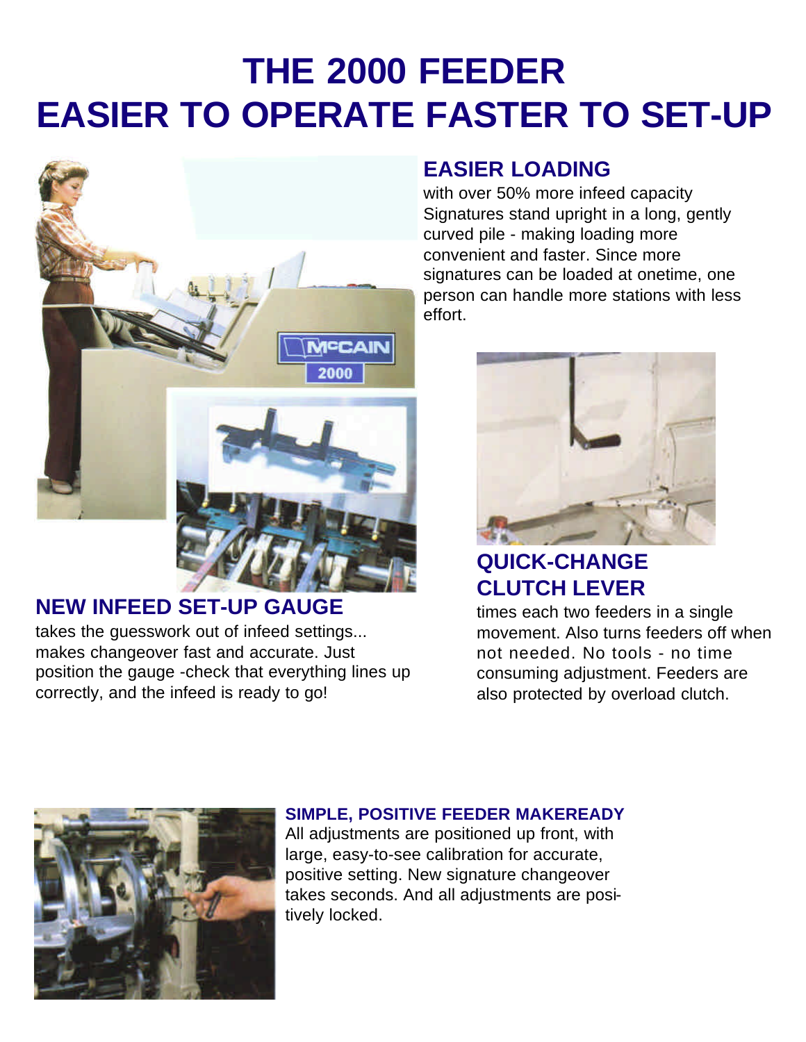# THE 2000 FEEDER
# EASIER TO OPERATE FASTER TO SET-UP

## EASIER LOADING

with over 50% more infeed capacity Signatures stand upright in a long, gently curved pile - making loading more convenient and faster. Since more signatures can be loaded at onetime, one person can handle more stations with less effort.

## NEW INFEED SET-UP GAUGE

takes the guesswork out of infeed settings... makes changeover fast and accurate. Just position the gauge -check that everything lines up correctly, and the infeed is ready to go!

## QUICK-CHANGE CLUTCH LEVER

times each two feeders in a single movement. Also turns feeders off when not needed. No tools - no time consuming adjustment. Feeders are also protected by overload clutch.

### SIMPLE, POSITIVE FEEDER MAKEREADY

All adjustments are positioned up front, with large, easy-to-see calibration for accurate, positive setting. New signature changeover takes seconds. And all adjustments are positively locked.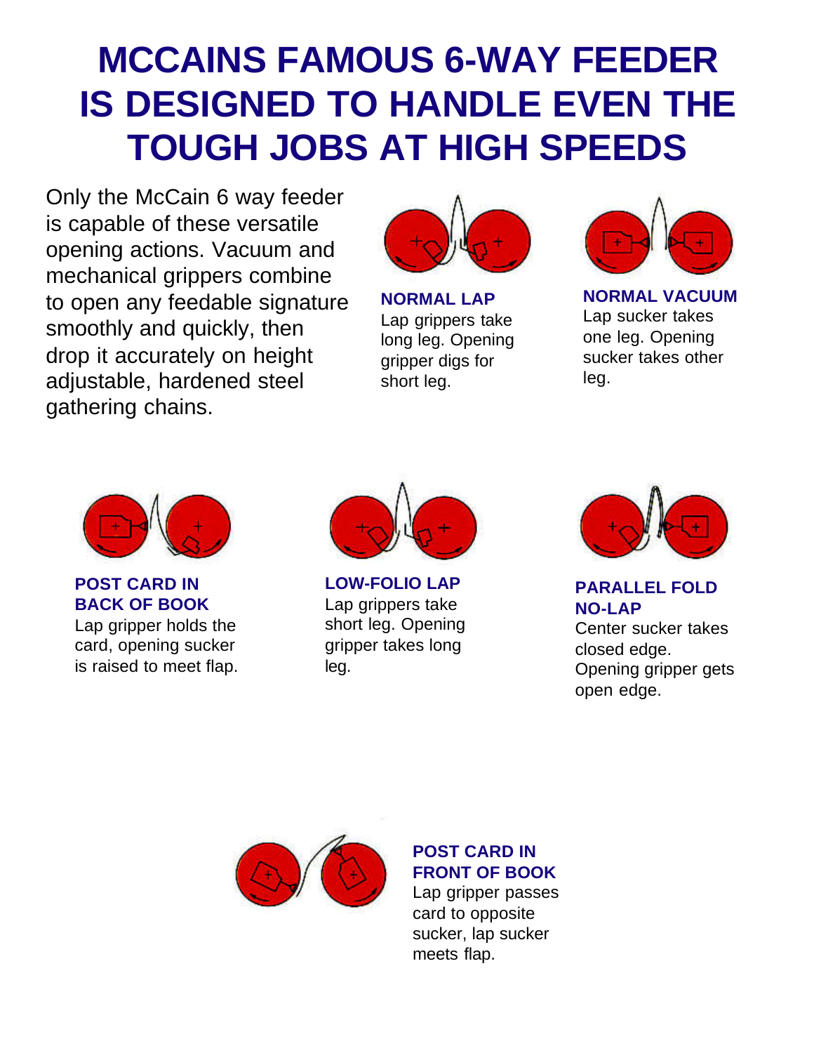# MCCAINS FAMOUS 6-WAY FEEDER IS DESIGNED TO HANDLE EVEN THE TOUGH JOBS AT HIGH SPEEDS

Only the McCain 6 way feeder is capable of these versatile opening actions. Vacuum and mechanical grippers combine to open any feedable signature smoothly and quickly, then drop it accurately on height adjustable, hardened steel gathering chains.

**NORMAL LAP**
Lap grippers take long leg. Opening gripper digs for short leg.

**NORMAL VACUUM**
Lap sucker takes one leg. Opening sucker takes other leg.

**POST CARD IN BACK OF BOOK**
Lap gripper holds the card, opening sucker is raised to meet flap.

**LOW-FOLIO LAP**
Lap grippers take short leg. Opening gripper takes long leg.

**PARALLEL FOLD NO-LAP**
Center sucker takes closed edge. Opening gripper gets open edge.

**POST CARD IN FRONT OF BOOK**
Lap gripper passes card to opposite sucker, lap sucker meets flap.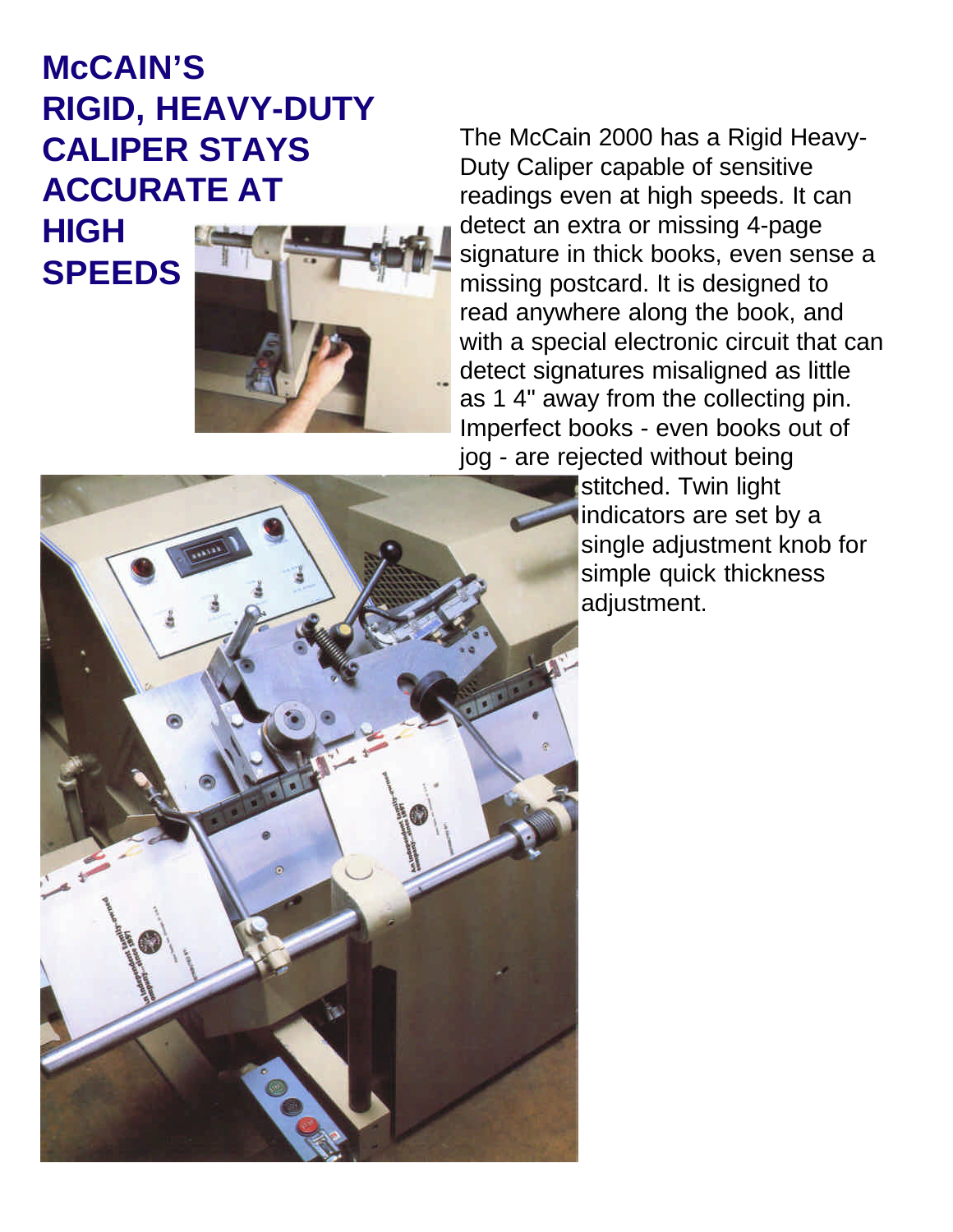# McCAIN'S RIGID, HEAVY-DUTY CALIPER STAYS ACCURATE AT HIGH SPEEDS

The McCain 2000 has a Rigid Heavy-Duty Caliper capable of sensitive readings even at high speeds. It can detect an extra or missing 4-page signature in thick books, even sense a missing postcard. It is designed to read anywhere along the book, and with a special electronic circuit that can detect signatures misaligned as little as 1 4" away from the collecting pin. Imperfect books - even books out of jog - are rejected without being stitched. Twin light indicators are set by a single adjustment knob for simple quick thickness adjustment.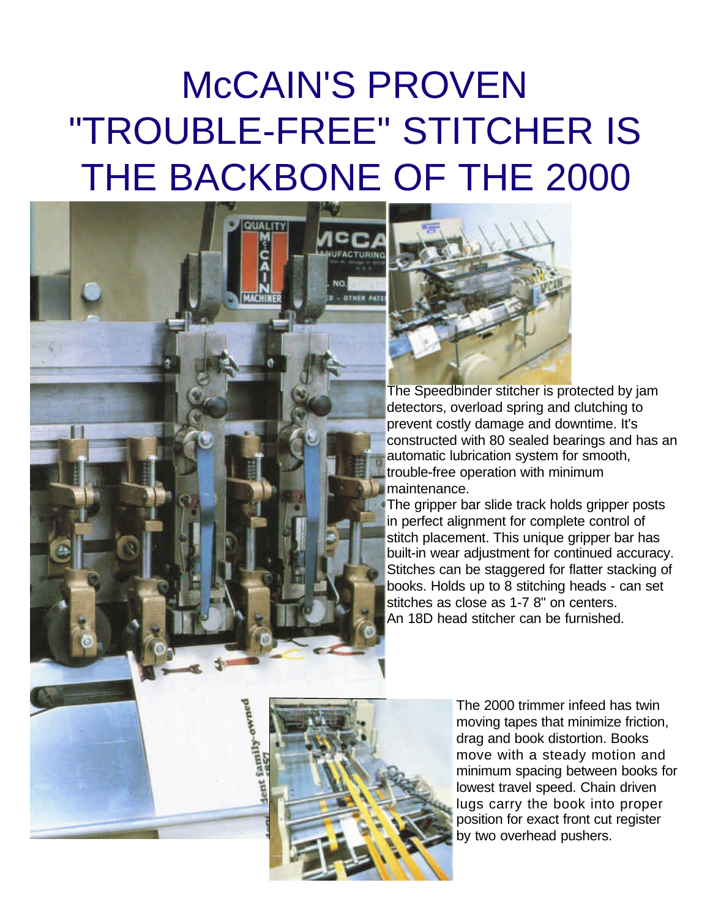# McCAIN'S PROVEN "TROUBLE-FREE" STITCHER IS THE BACKBONE OF THE 2000

The Speedbinder stitcher is protected by jam detectors, overload spring and clutching to prevent costly damage and downtime. It's constructed with 80 sealed bearings and has an automatic lubrication system for smooth, trouble-free operation with minimum maintenance.

The gripper bar slide track holds gripper posts in perfect alignment for complete control of stitch placement. This unique gripper bar has built-in wear adjustment for continued accuracy. Stitches can be staggered for flatter stacking of books. Holds up to 8 stitching heads - can set stitches as close as 1-7 8" on centers.

An 18D head stitcher can be furnished.

The 2000 trimmer infeed has twin moving tapes that minimize friction, drag and book distortion. Books move with a steady motion and minimum spacing between books for lowest travel speed. Chain driven lugs carry the book into proper position for exact front cut register by two overhead pushers.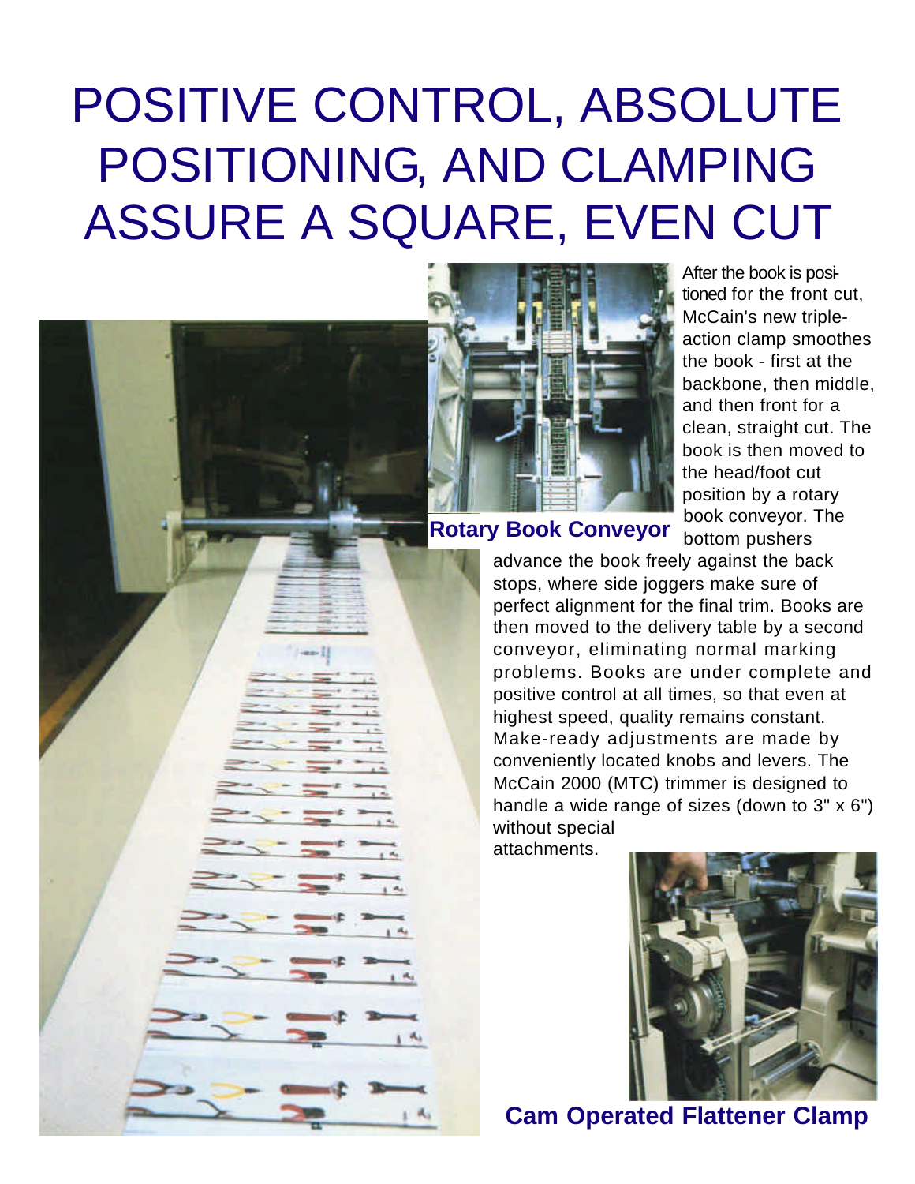# POSITIVE CONTROL, ABSOLUTE POSITIONING, AND CLAMPING ASSURE A SQUARE, EVEN CUT

**Rotary Book Conveyor**

After the book is positioned for the front cut, McCain's new triple-action clamp smoothes the book - first at the backbone, then middle, and then front for a clean, straight cut. The book is then moved to the head/foot cut position by a rotary book conveyor. The bottom pushers advance the book freely against the back stops, where side joggers make sure of perfect alignment for the final trim. Books are then moved to the delivery table by a second conveyor, eliminating normal marking problems. Books are under complete and positive control at all times, so that even at highest speed, quality remains constant. Make-ready adjustments are made by conveniently located knobs and levers. The McCain 2000 (MTC) trimmer is designed to handle a wide range of sizes (down to 3" x 6") without special attachments.

**Cam Operated Flattener Clamp**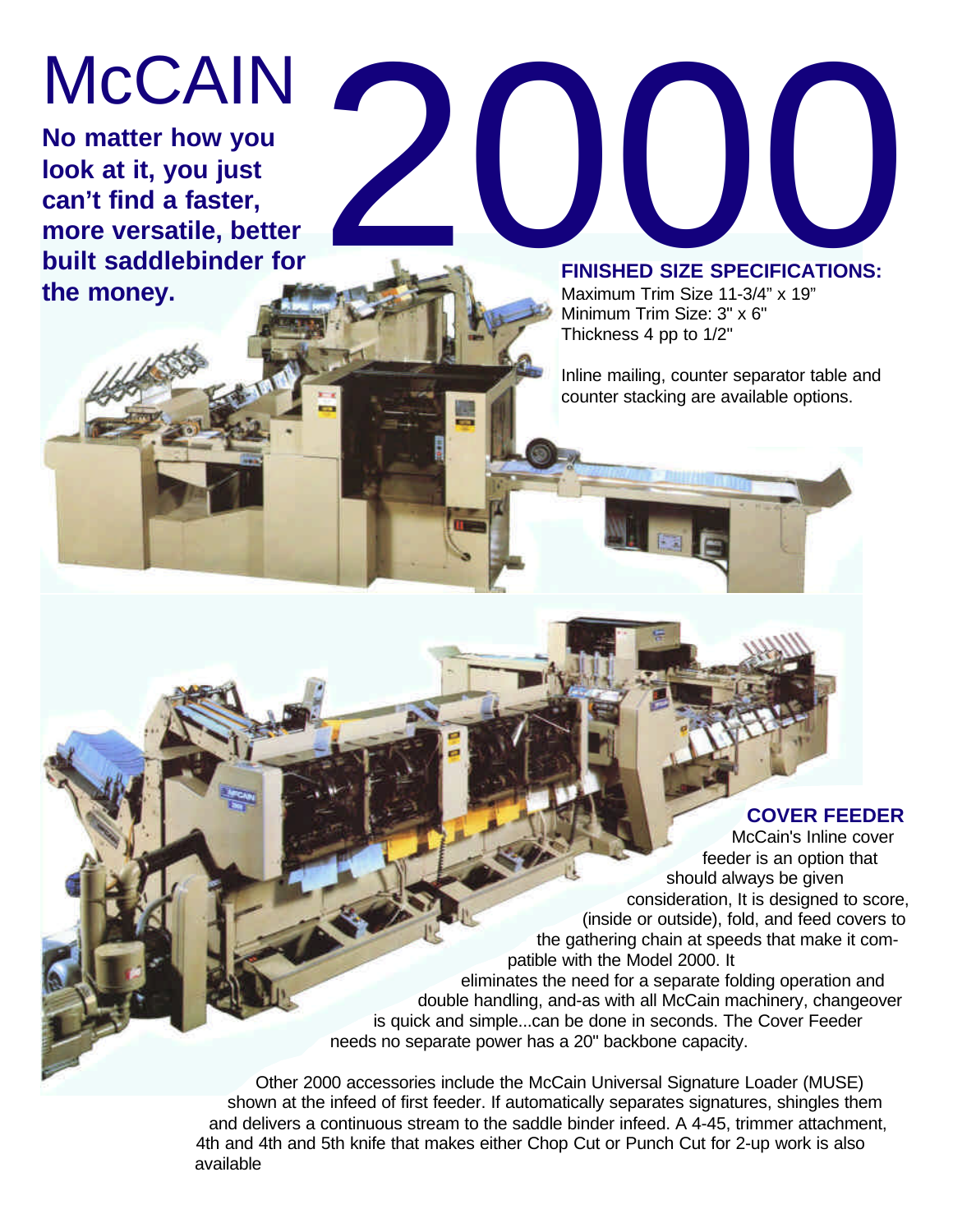# McCAIN 2000

**No matter how you look at it, you just can't find a faster, more versatile, better built saddlebinder for the money.**

## FINISHED SIZE SPECIFICATIONS:

Maximum Trim Size 11-3/4" x 19"
Minimum Trim Size: 3" x 6"
Thickness 4 pp to 1/2"

Inline mailing, counter separator table and counter stacking are available options.

## COVER FEEDER

McCain's Inline cover feeder is an option that should always be given consideration, It is designed to score, (inside or outside), fold, and feed covers to the gathering chain at speeds that make it compatible with the Model 2000. It eliminates the need for a separate folding operation and double handling, and-as with all McCain machinery, changeover is quick and simple...can be done in seconds. The Cover Feeder needs no separate power has a 20" backbone capacity.

Other 2000 accessories include the McCain Universal Signature Loader (MUSE) shown at the infeed of first feeder. If automatically separates signatures, shingles them and delivers a continuous stream to the saddle binder infeed. A 4-45, trimmer attachment, 4th and 4th and 5th knife that makes either Chop Cut or Punch Cut for 2-up work is also available